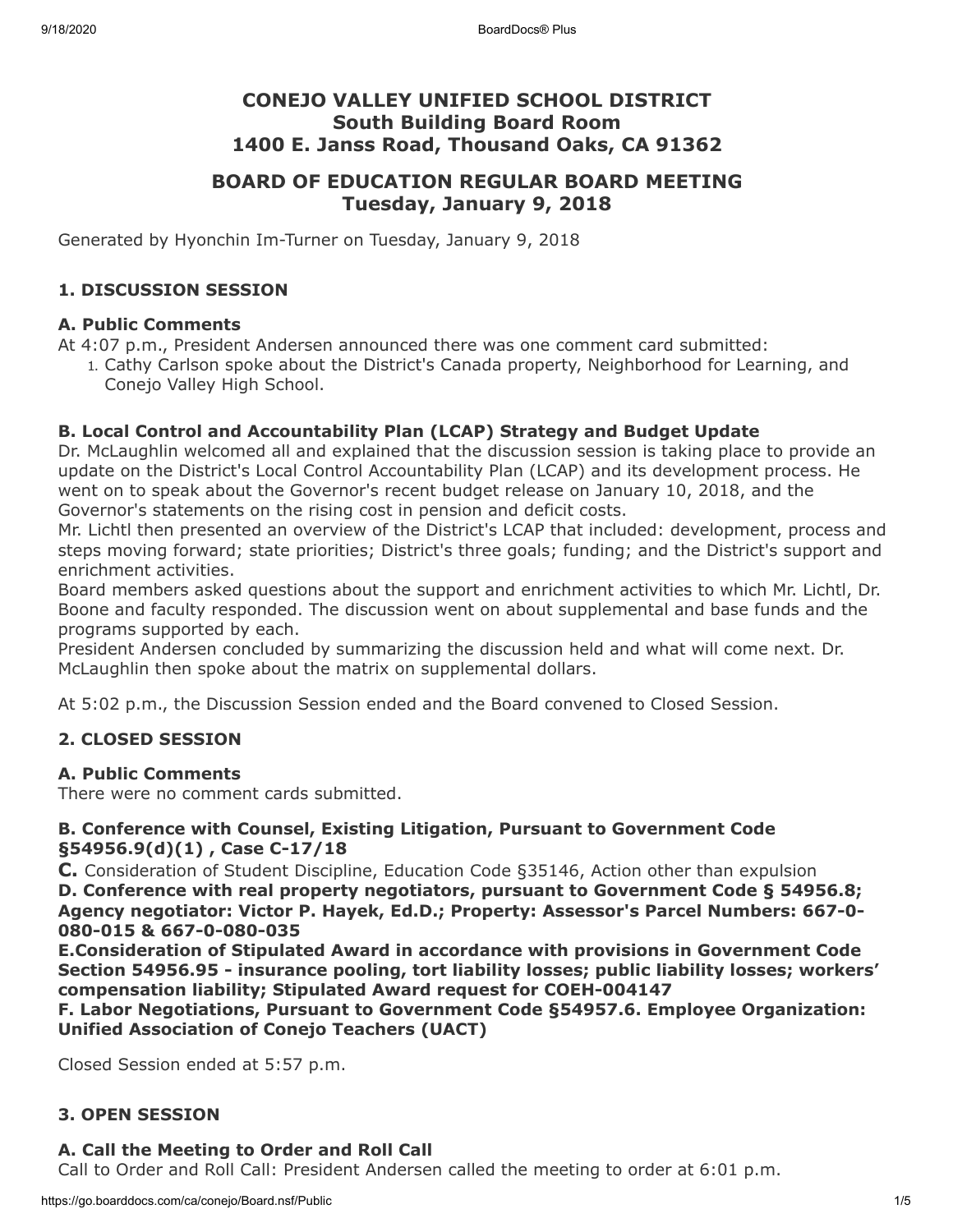# CONEJO VALLEY UNIFIED SCHOOL DISTRICT
# South Building Board Room
# 1400 E. Janss Road, Thousand Oaks, CA 91362

## BOARD OF EDUCATION REGULAR BOARD MEETING
## Tuesday, January 9, 2018

Generated by Hyonchin Im-Turner on Tuesday, January 9, 2018

### 1. DISCUSSION SESSION

#### A. Public Comments

At 4:07 p.m., President Andersen announced there was one comment card submitted:

1. Cathy Carlson spoke about the District's Canada property, Neighborhood for Learning, and Conejo Valley High School.

#### B. Local Control and Accountability Plan (LCAP) Strategy and Budget Update

Dr. McLaughlin welcomed all and explained that the discussion session is taking place to provide an update on the District's Local Control Accountability Plan (LCAP) and its development process. He went on to speak about the Governor's recent budget release on January 10, 2018, and the Governor's statements on the rising cost in pension and deficit costs.

Mr. Lichtl then presented an overview of the District's LCAP that included: development, process and steps moving forward; state priorities; District's three goals; funding; and the District's support and enrichment activities.

Board members asked questions about the support and enrichment activities to which Mr. Lichtl, Dr. Boone and faculty responded. The discussion went on about supplemental and base funds and the programs supported by each.

President Andersen concluded by summarizing the discussion held and what will come next. Dr. McLaughlin then spoke about the matrix on supplemental dollars.

At 5:02 p.m., the Discussion Session ended and the Board convened to Closed Session.

### 2. CLOSED SESSION

#### A. Public Comments

There were no comment cards submitted.

#### B. Conference with Counsel, Existing Litigation, Pursuant to Government Code §54956.9(d)(1) , Case C-17/18

**C.** Consideration of Student Discipline, Education Code §35146, Action other than expulsion

**D. Conference with real property negotiators, pursuant to Government Code § 54956.8; Agency negotiator: Victor P. Hayek, Ed.D.; Property: Assessor's Parcel Numbers: 667-0-080-015 & 667-0-080-035**

**E.Consideration of Stipulated Award in accordance with provisions in Government Code Section 54956.95 - insurance pooling, tort liability losses; public liability losses; workers' compensation liability; Stipulated Award request for COEH-004147**

**F. Labor Negotiations, Pursuant to Government Code §54957.6. Employee Organization: Unified Association of Conejo Teachers (UACT)**

Closed Session ended at 5:57 p.m.

### 3. OPEN SESSION

#### A. Call the Meeting to Order and Roll Call

Call to Order and Roll Call: President Andersen called the meeting to order at 6:01 p.m.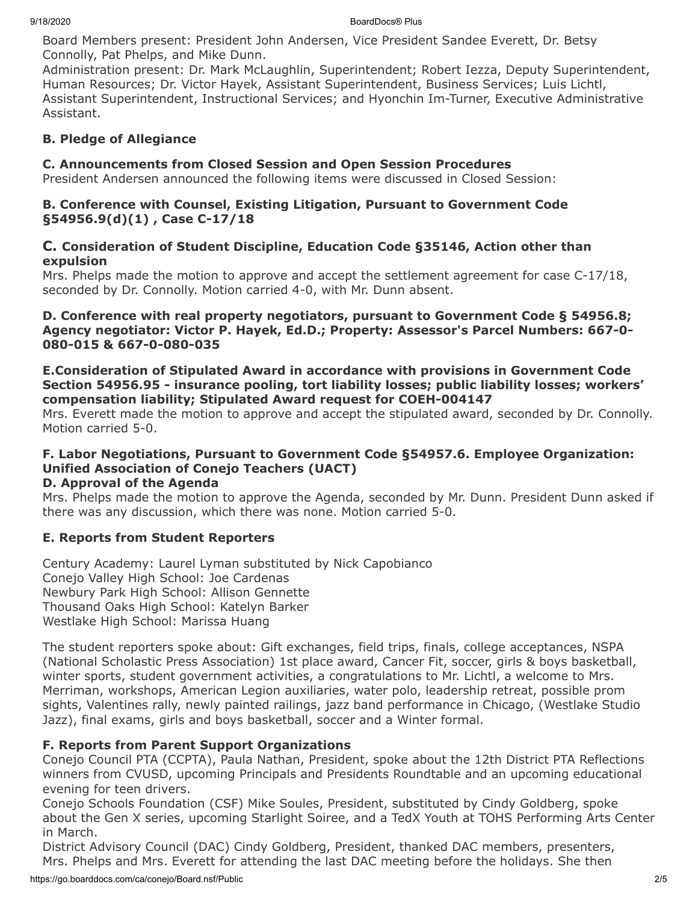Board Members present: President John Andersen, Vice President Sandee Everett, Dr. Betsy Connolly, Pat Phelps, and Mike Dunn.
Administration present: Dr. Mark McLaughlin, Superintendent; Robert Iezza, Deputy Superintendent, Human Resources; Dr. Victor Hayek, Assistant Superintendent, Business Services; Luis Lichtl, Assistant Superintendent, Instructional Services; and Hyonchin Im-Turner, Executive Administrative Assistant.

### B. Pledge of Allegiance

### C. Announcements from Closed Session and Open Session Procedures

President Andersen announced the following items were discussed in Closed Session:

### B. Conference with Counsel, Existing Litigation, Pursuant to Government Code §54956.9(d)(1) , Case C-17/18

### C. Consideration of Student Discipline, Education Code §35146, Action other than expulsion

Mrs. Phelps made the motion to approve and accept the settlement agreement for case C-17/18, seconded by Dr. Connolly. Motion carried 4-0, with Mr. Dunn absent.

### D. Conference with real property negotiators, pursuant to Government Code § 54956.8; Agency negotiator: Victor P. Hayek, Ed.D.; Property: Assessor's Parcel Numbers: 667-0-080-015 & 667-0-080-035

### E.Consideration of Stipulated Award in accordance with provisions in Government Code Section 54956.95 - insurance pooling, tort liability losses; public liability losses; workers' compensation liability; Stipulated Award request for COEH-004147

Mrs. Everett made the motion to approve and accept the stipulated award, seconded by Dr. Connolly. Motion carried 5-0.

### F. Labor Negotiations, Pursuant to Government Code §54957.6. Employee Organization: Unified Association of Conejo Teachers (UACT)

### D. Approval of the Agenda

Mrs. Phelps made the motion to approve the Agenda, seconded by Mr. Dunn. President Dunn asked if there was any discussion, which there was none. Motion carried 5-0.

### E. Reports from Student Reporters

Century Academy: Laurel Lyman substituted by Nick Capobianco
Conejo Valley High School: Joe Cardenas
Newbury Park High School: Allison Gennette
Thousand Oaks High School: Katelyn Barker
Westlake High School: Marissa Huang

The student reporters spoke about: Gift exchanges, field trips, finals, college acceptances, NSPA (National Scholastic Press Association) 1st place award, Cancer Fit, soccer, girls & boys basketball, winter sports, student government activities, a congratulations to Mr. Lichtl, a welcome to Mrs. Merriman, workshops, American Legion auxiliaries, water polo, leadership retreat, possible prom sights, Valentines rally, newly painted railings, jazz band performance in Chicago, (Westlake Studio Jazz), final exams, girls and boys basketball, soccer and a Winter formal.

### F. Reports from Parent Support Organizations

Conejo Council PTA (CCPTA), Paula Nathan, President, spoke about the 12th District PTA Reflections winners from CVUSD, upcoming Principals and Presidents Roundtable and an upcoming educational evening for teen drivers.
Conejo Schools Foundation (CSF) Mike Soules, President, substituted by Cindy Goldberg, spoke about the Gen X series, upcoming Starlight Soiree, and a TedX Youth at TOHS Performing Arts Center in March.
District Advisory Council (DAC) Cindy Goldberg, President, thanked DAC members, presenters, Mrs. Phelps and Mrs. Everett for attending the last DAC meeting before the holidays. She then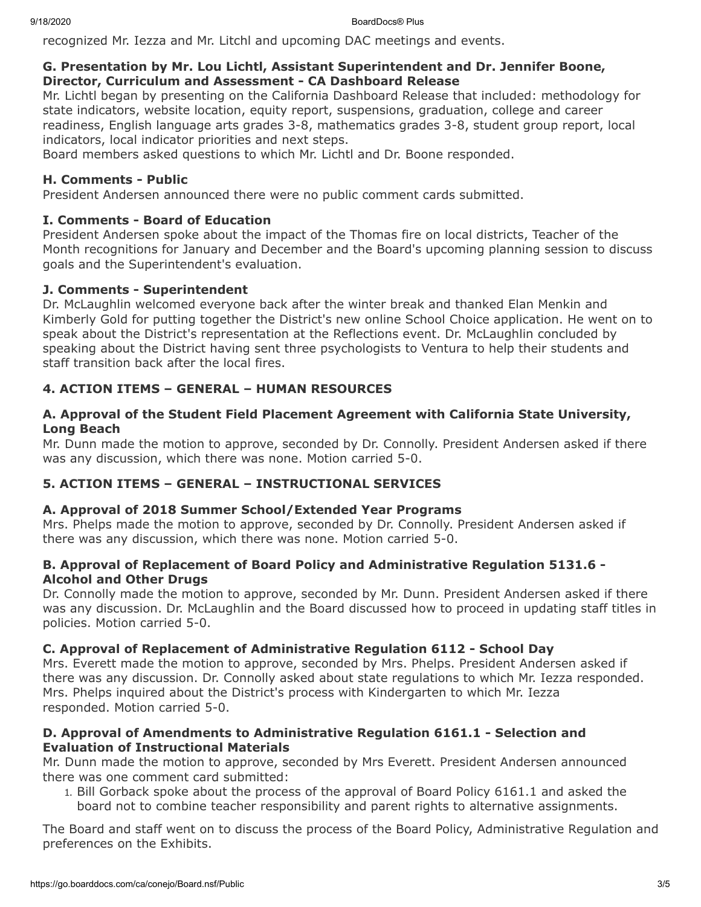recognized Mr. Iezza and Mr. Litchl and upcoming DAC meetings and events.

### G. Presentation by Mr. Lou Lichtl, Assistant Superintendent and Dr. Jennifer Boone, Director, Curriculum and Assessment - CA Dashboard Release

Mr. Lichtl began by presenting on the California Dashboard Release that included: methodology for state indicators, website location, equity report, suspensions, graduation, college and career readiness, English language arts grades 3-8, mathematics grades 3-8, student group report, local indicators, local indicator priorities and next steps.
Board members asked questions to which Mr. Lichtl and Dr. Boone responded.

### H. Comments - Public

President Andersen announced there were no public comment cards submitted.

### I. Comments - Board of Education

President Andersen spoke about the impact of the Thomas fire on local districts, Teacher of the Month recognitions for January and December and the Board's upcoming planning session to discuss goals and the Superintendent's evaluation.

### J. Comments - Superintendent

Dr. McLaughlin welcomed everyone back after the winter break and thanked Elan Menkin and Kimberly Gold for putting together the District's new online School Choice application. He went on to speak about the District's representation at the Reflections event. Dr. McLaughlin concluded by speaking about the District having sent three psychologists to Ventura to help their students and staff transition back after the local fires.

## 4. ACTION ITEMS – GENERAL – HUMAN RESOURCES

### A. Approval of the Student Field Placement Agreement with California State University, Long Beach

Mr. Dunn made the motion to approve, seconded by Dr. Connolly. President Andersen asked if there was any discussion, which there was none. Motion carried 5-0.

## 5. ACTION ITEMS – GENERAL – INSTRUCTIONAL SERVICES

### A. Approval of 2018 Summer School/Extended Year Programs

Mrs. Phelps made the motion to approve, seconded by Dr. Connolly. President Andersen asked if there was any discussion, which there was none. Motion carried 5-0.

### B. Approval of Replacement of Board Policy and Administrative Regulation 5131.6 - Alcohol and Other Drugs

Dr. Connolly made the motion to approve, seconded by Mr. Dunn. President Andersen asked if there was any discussion. Dr. McLaughlin and the Board discussed how to proceed in updating staff titles in policies. Motion carried 5-0.

### C. Approval of Replacement of Administrative Regulation 6112 - School Day

Mrs. Everett made the motion to approve, seconded by Mrs. Phelps. President Andersen asked if there was any discussion. Dr. Connolly asked about state regulations to which Mr. Iezza responded. Mrs. Phelps inquired about the District's process with Kindergarten to which Mr. Iezza responded. Motion carried 5-0.

### D. Approval of Amendments to Administrative Regulation 6161.1 - Selection and Evaluation of Instructional Materials

Mr. Dunn made the motion to approve, seconded by Mrs Everett. President Andersen announced there was one comment card submitted:

1. Bill Gorback spoke about the process of the approval of Board Policy 6161.1 and asked the board not to combine teacher responsibility and parent rights to alternative assignments.

The Board and staff went on to discuss the process of the Board Policy, Administrative Regulation and preferences on the Exhibits.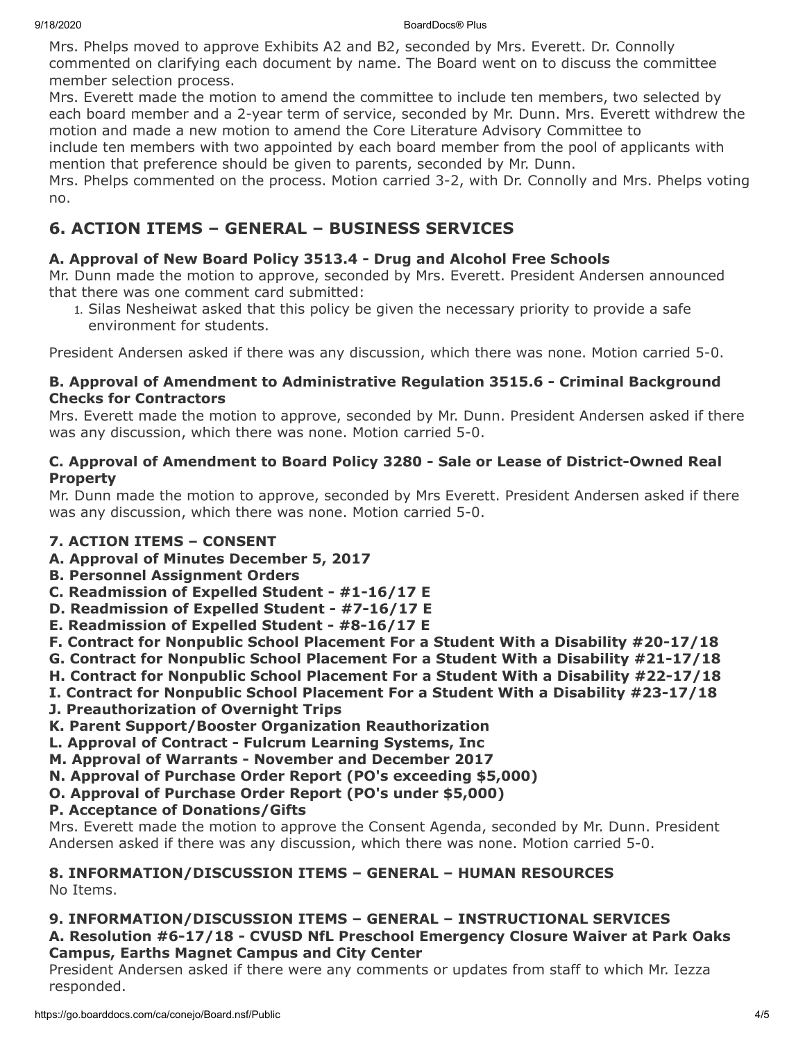Mrs. Phelps moved to approve Exhibits A2 and B2, seconded by Mrs. Everett. Dr. Connolly commented on clarifying each document by name. The Board went on to discuss the committee member selection process.

Mrs. Everett made the motion to amend the committee to include ten members, two selected by each board member and a 2-year term of service, seconded by Mr. Dunn. Mrs. Everett withdrew the motion and made a new motion to amend the Core Literature Advisory Committee to include ten members with two appointed by each board member from the pool of applicants with mention that preference should be given to parents, seconded by Mr. Dunn.

Mrs. Phelps commented on the process. Motion carried 3-2, with Dr. Connolly and Mrs. Phelps voting no.

## 6. ACTION ITEMS – GENERAL – BUSINESS SERVICES

### A. Approval of New Board Policy 3513.4 - Drug and Alcohol Free Schools

Mr. Dunn made the motion to approve, seconded by Mrs. Everett. President Andersen announced that there was one comment card submitted:

1. Silas Nesheiwat asked that this policy be given the necessary priority to provide a safe environment for students.

President Andersen asked if there was any discussion, which there was none. Motion carried 5-0.

### B. Approval of Amendment to Administrative Regulation 3515.6 - Criminal Background Checks for Contractors

Mrs. Everett made the motion to approve, seconded by Mr. Dunn. President Andersen asked if there was any discussion, which there was none. Motion carried 5-0.

### C. Approval of Amendment to Board Policy 3280 - Sale or Lease of District-Owned Real Property

Mr. Dunn made the motion to approve, seconded by Mrs Everett. President Andersen asked if there was any discussion, which there was none. Motion carried 5-0.

### 7. ACTION ITEMS – CONSENT

**A. Approval of Minutes December 5, 2017**
**B. Personnel Assignment Orders**
**C. Readmission of Expelled Student - #1-16/17 E**
**D. Readmission of Expelled Student - #7-16/17 E**
**E. Readmission of Expelled Student - #8-16/17 E**
**F. Contract for Nonpublic School Placement For a Student With a Disability #20-17/18**
**G. Contract for Nonpublic School Placement For a Student With a Disability #21-17/18**
**H. Contract for Nonpublic School Placement For a Student With a Disability #22-17/18**
**I. Contract for Nonpublic School Placement For a Student With a Disability #23-17/18**
**J. Preauthorization of Overnight Trips**
**K. Parent Support/Booster Organization Reauthorization**
**L. Approval of Contract - Fulcrum Learning Systems, Inc**
**M. Approval of Warrants - November and December 2017**
**N. Approval of Purchase Order Report (PO's exceeding $5,000)**
**O. Approval of Purchase Order Report (PO's under $5,000)**
**P. Acceptance of Donations/Gifts**

Mrs. Everett made the motion to approve the Consent Agenda, seconded by Mr. Dunn. President Andersen asked if there was any discussion, which there was none. Motion carried 5-0.

### 8. INFORMATION/DISCUSSION ITEMS – GENERAL – HUMAN RESOURCES

No Items.

### 9. INFORMATION/DISCUSSION ITEMS – GENERAL – INSTRUCTIONAL SERVICES

### A. Resolution #6-17/18 - CVUSD NfL Preschool Emergency Closure Waiver at Park Oaks Campus, Earths Magnet Campus and City Center

President Andersen asked if there were any comments or updates from staff to which Mr. Iezza responded.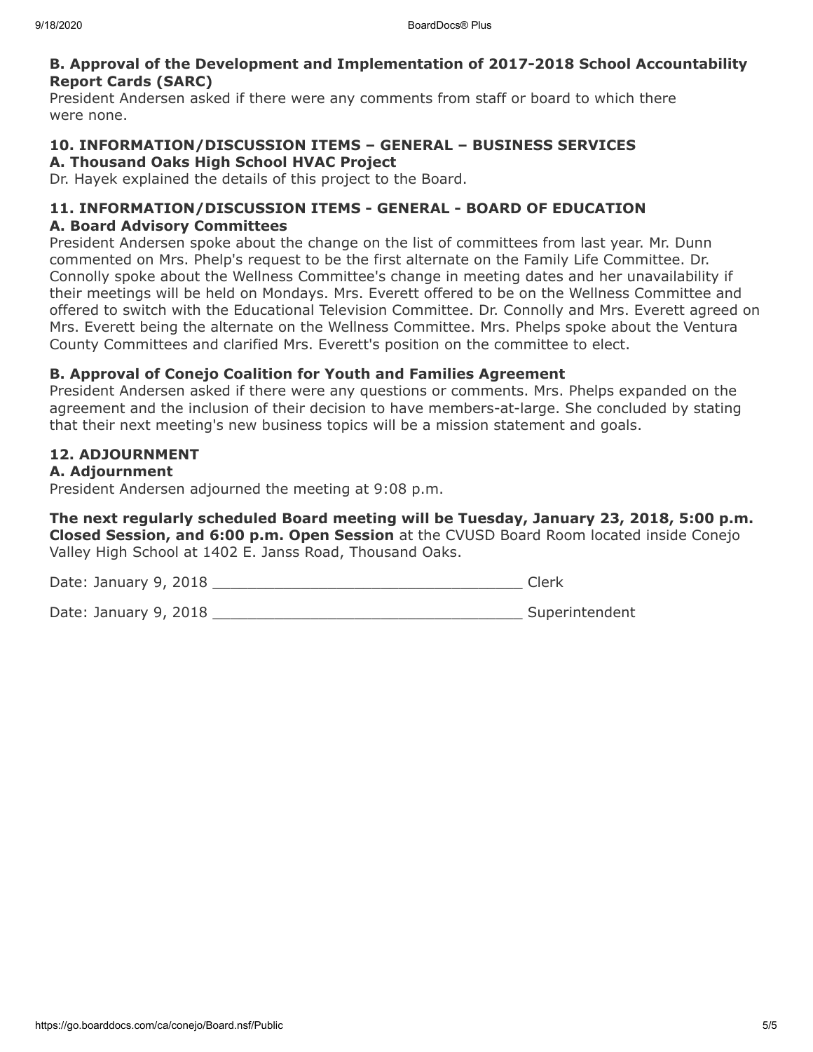**B. Approval of the Development and Implementation of 2017-2018 School Accountability Report Cards (SARC)**
President Andersen asked if there were any comments from staff or board to which there were none.

**10. INFORMATION/DISCUSSION ITEMS – GENERAL – BUSINESS SERVICES**
**A. Thousand Oaks High School HVAC Project**
Dr. Hayek explained the details of this project to the Board.

**11. INFORMATION/DISCUSSION ITEMS - GENERAL - BOARD OF EDUCATION**
**A. Board Advisory Committees**
President Andersen spoke about the change on the list of committees from last year. Mr. Dunn commented on Mrs. Phelp's request to be the first alternate on the Family Life Committee. Dr. Connolly spoke about the Wellness Committee's change in meeting dates and her unavailability if their meetings will be held on Mondays. Mrs. Everett offered to be on the Wellness Committee and offered to switch with the Educational Television Committee. Dr. Connolly and Mrs. Everett agreed on Mrs. Everett being the alternate on the Wellness Committee. Mrs. Phelps spoke about the Ventura County Committees and clarified Mrs. Everett's position on the committee to elect.

**B. Approval of Conejo Coalition for Youth and Families Agreement**
President Andersen asked if there were any questions or comments. Mrs. Phelps expanded on the agreement and the inclusion of their decision to have members-at-large. She concluded by stating that their next meeting's new business topics will be a mission statement and goals.

**12. ADJOURNMENT**
**A. Adjournment**
President Andersen adjourned the meeting at 9:08 p.m.

**The next regularly scheduled Board meeting will be Tuesday, January 23, 2018, 5:00 p.m. Closed Session, and 6:00 p.m. Open Session** at the CVUSD Board Room located inside Conejo Valley High School at 1402 E. Janss Road, Thousand Oaks.

Date: January 9, 2018 __________________________________ Clerk

Date: January 9, 2018 __________________________________ Superintendent